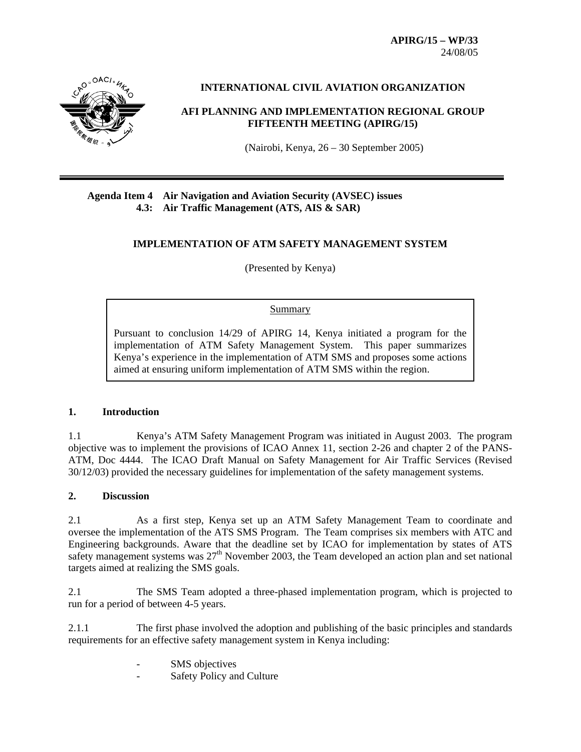**APIRG/15 – WP/33**
24/08/05

**INTERNATIONAL CIVIL AVIATION ORGANIZATION**

**AFI PLANNING AND IMPLEMENTATION REGIONAL GROUP FIFTEENTH MEETING (APIRG/15)**

(Nairobi, Kenya, 26 – 30 September 2005)

---

**Agenda Item 4 Air Navigation and Aviation Security (AVSEC) issues**
**4.3: Air Traffic Management (ATS, AIS & SAR)**

# IMPLEMENTATION OF ATM SAFETY MANAGEMENT SYSTEM

(Presented by Kenya)

> Summary
>
> Pursuant to conclusion 14/29 of APIRG 14, Kenya initiated a program for the implementation of ATM Safety Management System. This paper summarizes Kenya's experience in the implementation of ATM SMS and proposes some actions aimed at ensuring uniform implementation of ATM SMS within the region.

## 1. Introduction

1.1 Kenya's ATM Safety Management Program was initiated in August 2003. The program objective was to implement the provisions of ICAO Annex 11, section 2-26 and chapter 2 of the PANS-ATM, Doc 4444. The ICAO Draft Manual on Safety Management for Air Traffic Services (Revised 30/12/03) provided the necessary guidelines for implementation of the safety management systems.

## 2. Discussion

2.1 As a first step, Kenya set up an ATM Safety Management Team to coordinate and oversee the implementation of the ATS SMS Program. The Team comprises six members with ATC and Engineering backgrounds. Aware that the deadline set by ICAO for implementation by states of ATS safety management systems was 27th November 2003, the Team developed an action plan and set national targets aimed at realizing the SMS goals.

2.1 The SMS Team adopted a three-phased implementation program, which is projected to run for a period of between 4-5 years.

2.1.1 The first phase involved the adoption and publishing of the basic principles and standards requirements for an effective safety management system in Kenya including:

- SMS objectives
- Safety Policy and Culture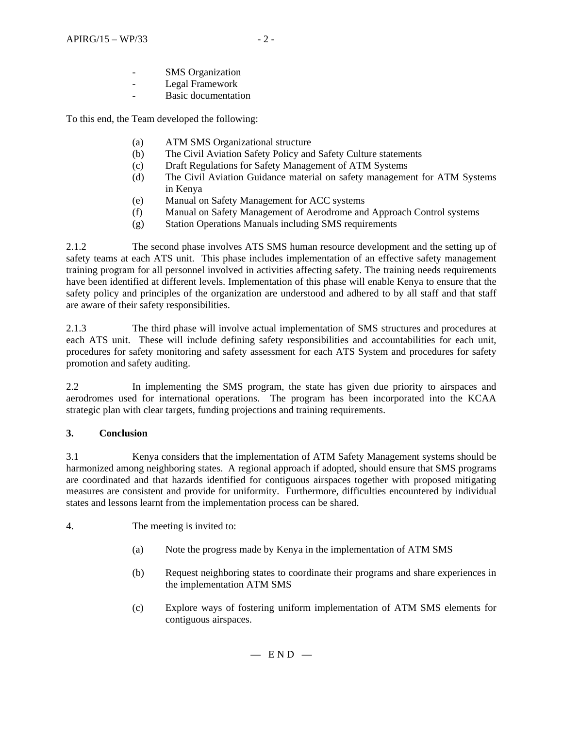- SMS Organization
- Legal Framework
- Basic documentation

To this end, the Team developed the following:

(a) ATM SMS Organizational structure
(b) The Civil Aviation Safety Policy and Safety Culture statements
(c) Draft Regulations for Safety Management of ATM Systems
(d) The Civil Aviation Guidance material on safety management for ATM Systems in Kenya
(e) Manual on Safety Management for ACC systems
(f) Manual on Safety Management of Aerodrome and Approach Control systems
(g) Station Operations Manuals including SMS requirements

2.1.2 The second phase involves ATS SMS human resource development and the setting up of safety teams at each ATS unit. This phase includes implementation of an effective safety management training program for all personnel involved in activities affecting safety. The training needs requirements have been identified at different levels. Implementation of this phase will enable Kenya to ensure that the safety policy and principles of the organization are understood and adhered to by all staff and that staff are aware of their safety responsibilities.

2.1.3 The third phase will involve actual implementation of SMS structures and procedures at each ATS unit. These will include defining safety responsibilities and accountabilities for each unit, procedures for safety monitoring and safety assessment for each ATS System and procedures for safety promotion and safety auditing.

2.2 In implementing the SMS program, the state has given due priority to airspaces and aerodromes used for international operations. The program has been incorporated into the KCAA strategic plan with clear targets, funding projections and training requirements.

## 3. Conclusion

3.1 Kenya considers that the implementation of ATM Safety Management systems should be harmonized among neighboring states. A regional approach if adopted, should ensure that SMS programs are coordinated and that hazards identified for contiguous airspaces together with proposed mitigating measures are consistent and provide for uniformity. Furthermore, difficulties encountered by individual states and lessons learnt from the implementation process can be shared.

4. The meeting is invited to:

(a) Note the progress made by Kenya in the implementation of ATM SMS

(b) Request neighboring states to coordinate their programs and share experiences in the implementation ATM SMS

(c) Explore ways of fostering uniform implementation of ATM SMS elements for contiguous airspaces.

— E N D —